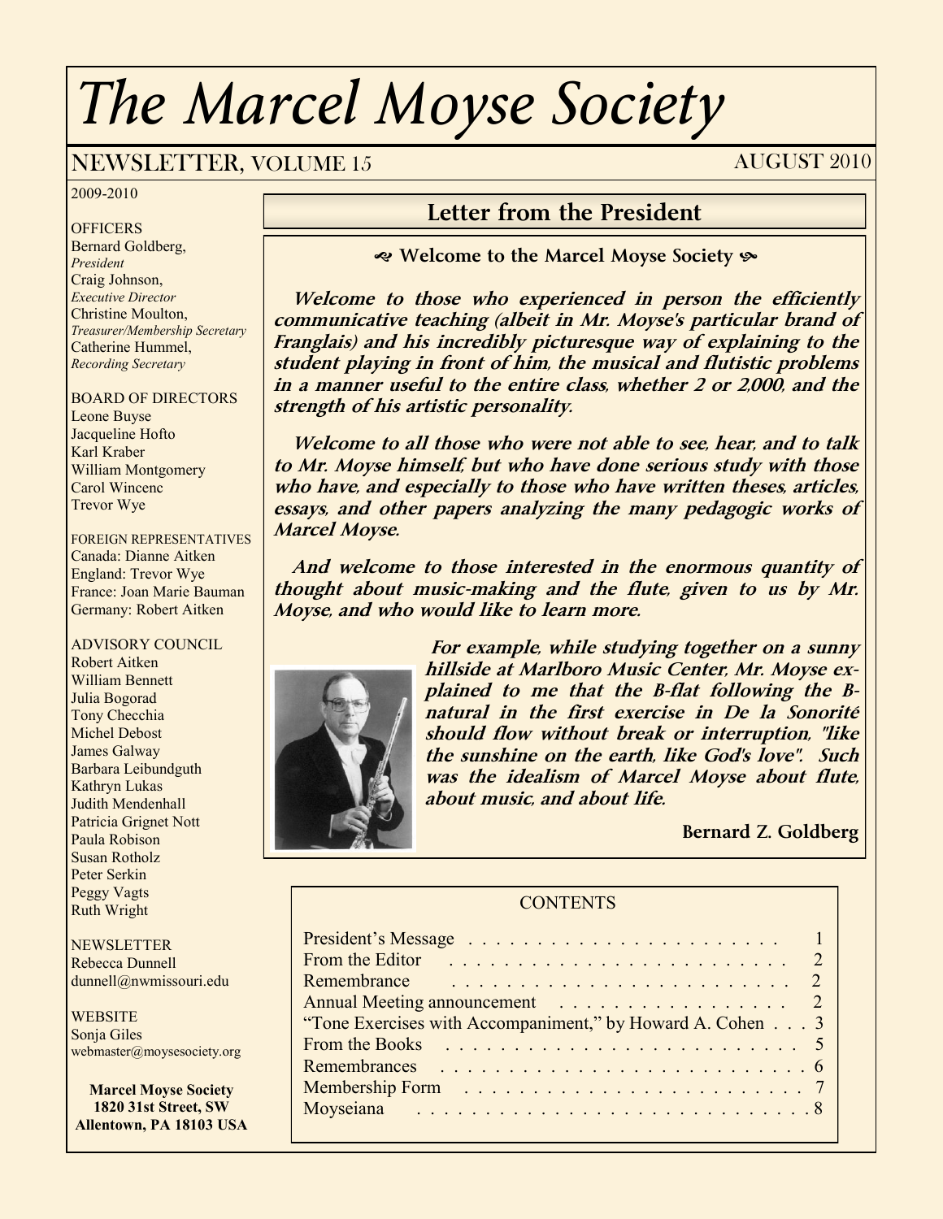# The Marcel Moyse Society

## NEWSLETTER, VOLUME 15 — AUGUST 2010

2009-2010

OFFICERS
Bernard Goldberg, *President*
Craig Johnson, *Executive Director*
Christine Moulton, *Treasurer/Membership Secretary*
Catherine Hummel, *Recording Secretary*

BOARD OF DIRECTORS
Leone Buyse
Jacqueline Hofto
Karl Kraber
William Montgomery
Carol Wincenc
Trevor Wye

FOREIGN REPRESENTATIVES
Canada: Dianne Aitken
England: Trevor Wye
France: Joan Marie Bauman
Germany: Robert Aitken

ADVISORY COUNCIL
Robert Aitken
William Bennett
Julia Bogorad
Tony Checchia
Michel Debost
James Galway
Barbara Leibundguth
Kathryn Lukas
Judith Mendenhall
Patricia Grignet Nott
Paula Robison
Susan Rotholz
Peter Serkin
Peggy Vagts
Ruth Wright

NEWSLETTER
Rebecca Dunnell
dunnell@nwmissouri.edu

WEBSITE
Sonja Giles
webmaster@moysesociety.org

**Marcel Moyse Society**
**1820 31st Street, SW**
**Allentown, PA 18103 USA**

## Letter from the President

**Welcome to the Marcel Moyse Society**

***Welcome to those who experienced in person the efficiently communicative teaching (albeit in Mr. Moyse's particular brand of Franglais) and his incredibly picturesque way of explaining to the student playing in front of him, the musical and flutistic problems in a manner useful to the entire class, whether 2 or 2,000, and the strength of his artistic personality.***

***Welcome to all those who were not able to see, hear, and to talk to Mr. Moyse himself, but who have done serious study with those who have, and especially to those who have written theses, articles, essays, and other papers analyzing the many pedagogic works of Marcel Moyse.***

***And welcome to those interested in the enormous quantity of thought about music-making and the flute, given to us by Mr. Moyse, and who would like to learn more.***

***For example, while studying together on a sunny hillside at Marlboro Music Center, Mr. Moyse explained to me that the B-flat following the B-natural in the first exercise in De la Sonorité should flow without break or interruption, "like the sunshine on the earth, like God's love". Such was the idealism of Marcel Moyse about flute, about music, and about life.***

**Bernard Z. Goldberg**

### CONTENTS

| | |
|---|---|
| President's Message | 1 |
| From the Editor | 2 |
| Remembrance | 2 |
| Annual Meeting announcement | 2 |
| "Tone Exercises with Accompaniment," by Howard A. Cohen | 3 |
| From the Books | 5 |
| Remembrances | 6 |
| Membership Form | 7 |
| Moyseiana | 8 |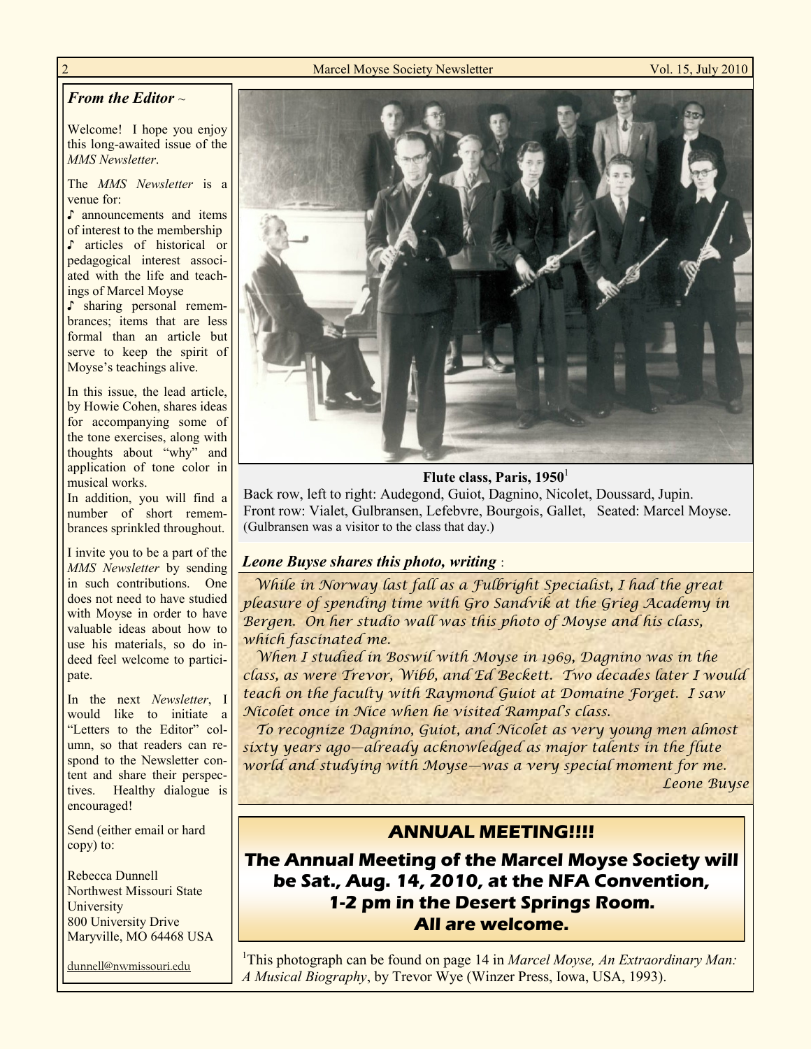## *From the Editor* ~

Welcome! I hope you enjoy this long-awaited issue of the *MMS Newsletter*.

The *MMS Newsletter* is a venue for:

- ♪ announcements and items of interest to the membership
- ♪ articles of historical or pedagogical interest associated with the life and teachings of Marcel Moyse
- ♪ sharing personal remembrances; items that are less formal than an article but serve to keep the spirit of Moyse's teachings alive.

In this issue, the lead article, by Howie Cohen, shares ideas for accompanying some of the tone exercises, along with thoughts about "why" and application of tone color in musical works.

In addition, you will find a number of short remembrances sprinkled throughout.

I invite you to be a part of the *MMS Newsletter* by sending in such contributions. One does not need to have studied with Moyse in order to have valuable ideas about how to use his materials, so do indeed feel welcome to participate.

In the next *Newsletter*, I would like to initiate a "Letters to the Editor" column, so that readers can respond to the Newsletter content and share their perspectives. Healthy dialogue is encouraged!

Send (either email or hard copy) to:

Rebecca Dunnell
Northwest Missouri State University
800 University Drive
Maryville, MO 64468 USA

dunnell@nwmissouri.edu

**Flute class, Paris, 1950**[1]

Back row, left to right: Audegond, Guiot, Dagnino, Nicolet, Doussard, Jupin.
Front row: Vialet, Gulbransen, Lefebvre, Bourgois, Gallet, Seated: Marcel Moyse.
(Gulbransen was a visitor to the class that day.)

***Leone Buyse shares this photo, writing*** :

*While in Norway last fall as a Fulbright Specialist, I had the great pleasure of spending time with Gro Sandvik at the Grieg Academy in Bergen. On her studio wall was this photo of Moyse and his class, which fascinated me.*

*When I studied in Boswil with Moyse in 1969, Dagnino was in the class, as were Trevor, Wibb, and Ed Beckett. Two decades later I would teach on the faculty with Raymond Guiot at Domaine Forget. I saw Nicolet once in Nice when he visited Rampal's class.*

*To recognize Dagnino, Guiot, and Nicolet as very young men almost sixty years ago—already acknowledged as major talents in the flute world and studying with Moyse—was a very special moment for me.*

*Leone Buyse*

## ANNUAL MEETING!!!!

**The Annual Meeting of the Marcel Moyse Society will be Sat., Aug. 14, 2010, at the NFA Convention, 1-2 pm in the Desert Springs Room. All are welcome.**

[1]This photograph can be found on page 14 in *Marcel Moyse, An Extraordinary Man: A Musical Biography*, by Trevor Wye (Winzer Press, Iowa, USA, 1993).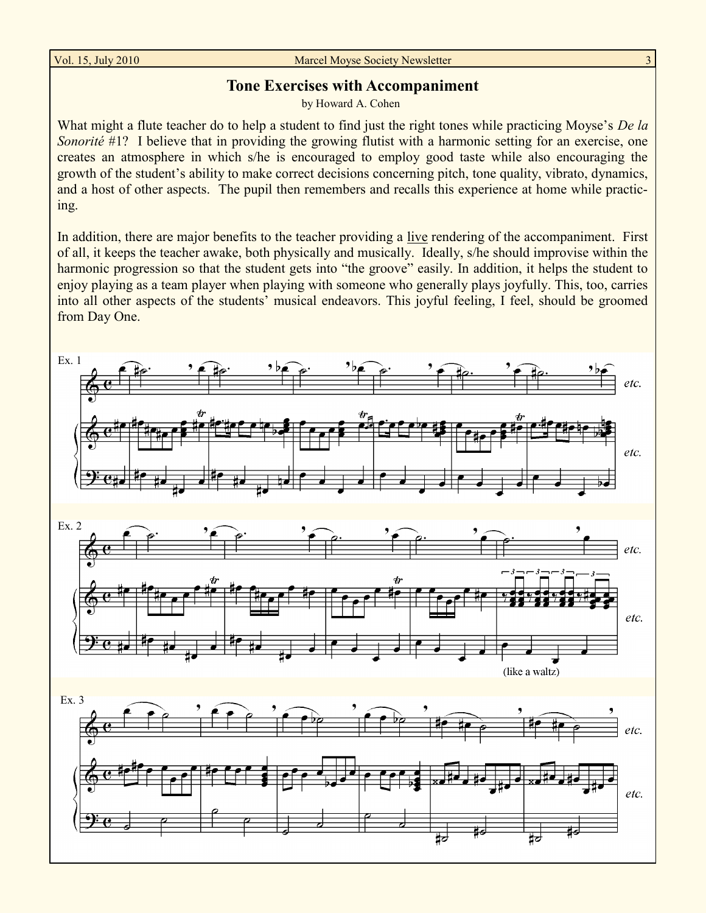# Tone Exercises with Accompaniment

by Howard A. Cohen

What might a flute teacher do to help a student to find just the right tones while practicing Moyse's *De la Sonorité* #1? I believe that in providing the growing flutist with a harmonic setting for an exercise, one creates an atmosphere in which s/he is encouraged to employ good taste while also encouraging the growth of the student's ability to make correct decisions concerning pitch, tone quality, vibrato, dynamics, and a host of other aspects. The pupil then remembers and recalls this experience at home while practicing.

In addition, there are major benefits to the teacher providing a live rendering of the accompaniment. First of all, it keeps the teacher awake, both physically and musically. Ideally, s/he should improvise within the harmonic progression so that the student gets into "the groove" easily. In addition, it helps the student to enjoy playing as a team player when playing with someone who generally plays joyfully. This, too, carries into all other aspects of the students' musical endeavors. This joyful feeling, I feel, should be groomed from Day One.

Ex. 1

etc.

Ex. 2

(like a waltz)

etc.

Ex. 3

etc.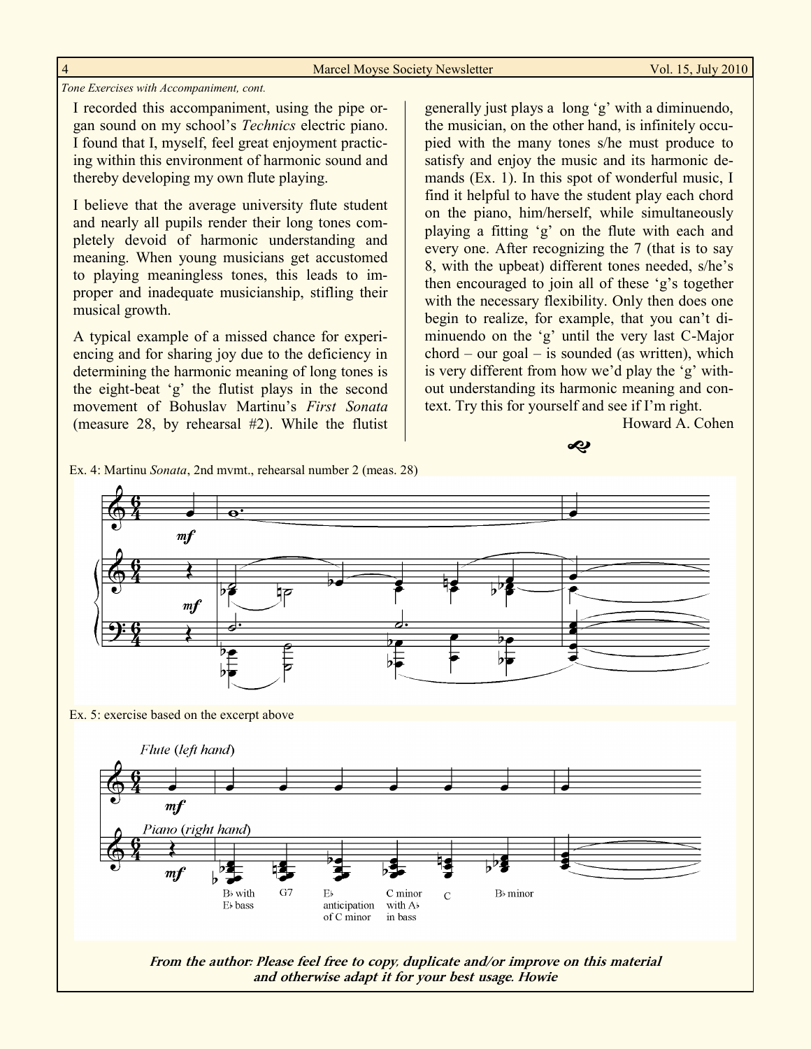*Tone Exercises with Accompaniment, cont.*

I recorded this accompaniment, using the pipe organ sound on my school's *Technics* electric piano. I found that I, myself, feel great enjoyment practicing within this environment of harmonic sound and thereby developing my own flute playing.

I believe that the average university flute student and nearly all pupils render their long tones completely devoid of harmonic understanding and meaning. When young musicians get accustomed to playing meaningless tones, this leads to improper and inadequate musicianship, stifling their musical growth.

A typical example of a missed chance for experiencing and for sharing joy due to the deficiency in determining the harmonic meaning of long tones is the eight-beat 'g' the flutist plays in the second movement of Bohuslav Martinu's *First Sonata* (measure 28, by rehearsal #2). While the flutist generally just plays a long 'g' with a diminuendo, the musician, on the other hand, is infinitely occupied with the many tones s/he must produce to satisfy and enjoy the music and its harmonic demands (Ex. 1). In this spot of wonderful music, I find it helpful to have the student play each chord on the piano, him/herself, while simultaneously playing a fitting 'g' on the flute with each and every one. After recognizing the 7 (that is to say 8, with the upbeat) different tones needed, s/he's then encouraged to join all of these 'g's together with the necessary flexibility. Only then does one begin to realize, for example, that you can't diminuendo on the 'g' until the very last C-Major chord – our goal – is sounded (as written), which is very different from how we'd play the 'g' without understanding its harmonic meaning and context. Try this for yourself and see if I'm right.

Howard A. Cohen

Ex. 4: Martinu *Sonata*, 2nd mvmt., rehearsal number 2 (meas. 28)

Ex. 5: exercise based on the excerpt above

**_From the author: Please feel free to copy, duplicate and/or improve on this material and otherwise adapt it for your best usage. Howie_**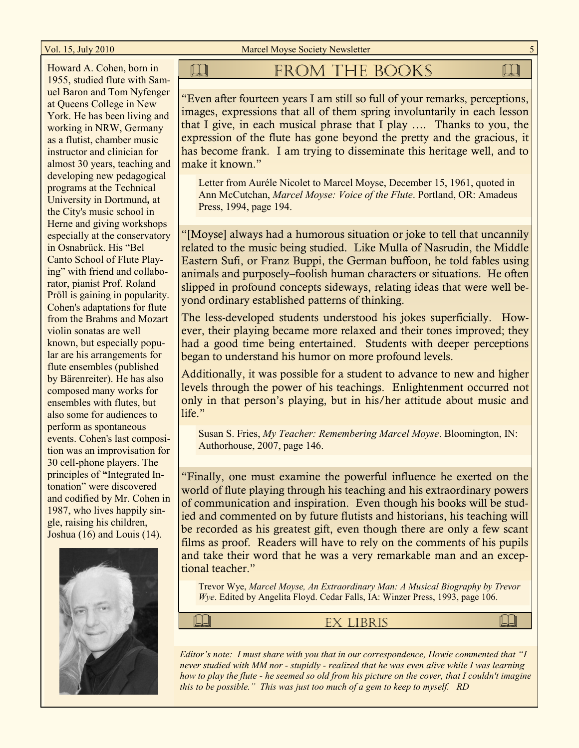Howard A. Cohen, born in 1955, studied flute with Samuel Baron and Tom Nyfenger at Queens College in New York. He has been living and working in NRW, Germany as a flutist, chamber music instructor and clinician for almost 30 years, teaching and developing new pedagogical programs at the Technical University in Dortmund, at the City's music school in Herne and giving workshops especially at the conservatory in Osnabrück. His "Bel Canto School of Flute Playing" with friend and collaborator, pianist Prof. Roland Pröll is gaining in popularity. Cohen's adaptations for flute from the Brahms and Mozart violin sonatas are well known, but especially popular are his arrangements for flute ensembles (published by Bärenreiter). He has also composed many works for ensembles with flutes, but also some for audiences to perform as spontaneous events. Cohen's last composition was an improvisation for 30 cell-phone players. The principles of "Integrated Intonation" were discovered and codified by Mr. Cohen in 1987, who lives happily single, raising his children, Joshua (16) and Louis (14).

## From the Books

"Even after fourteen years I am still so full of your remarks, perceptions, images, expressions that all of them spring involuntarily in each lesson that I give, in each musical phrase that I play …. Thanks to you, the expression of the flute has gone beyond the pretty and the gracious, it has become frank. I am trying to disseminate this heritage well, and to make it known."

> Letter from Auréle Nicolet to Marcel Moyse, December 15, 1961, quoted in Ann McCutchan, *Marcel Moyse: Voice of the Flute*. Portland, OR: Amadeus Press, 1994, page 194.

"[Moyse] always had a humorous situation or joke to tell that uncannily related to the music being studied. Like Mulla of Nasrudin, the Middle Eastern Sufi, or Franz Buppi, the German buffoon, he told fables using animals and purposely–foolish human characters or situations. He often slipped in profound concepts sideways, relating ideas that were well beyond ordinary established patterns of thinking.

The less-developed students understood his jokes superficially. However, their playing became more relaxed and their tones improved; they had a good time being entertained. Students with deeper perceptions began to understand his humor on more profound levels.

Additionally, it was possible for a student to advance to new and higher levels through the power of his teachings. Enlightenment occurred not only in that person's playing, but in his/her attitude about music and life."

> Susan S. Fries, *My Teacher: Remembering Marcel Moyse*. Bloomington, IN: Authorhouse, 2007, page 146.

"Finally, one must examine the powerful influence he exerted on the world of flute playing through his teaching and his extraordinary powers of communication and inspiration. Even though his books will be studied and commented on by future flutists and historians, his teaching will be recorded as his greatest gift, even though there are only a few scant films as proof. Readers will have to rely on the comments of his pupils and take their word that he was a very remarkable man and an exceptional teacher."

> Trevor Wye, *Marcel Moyse, An Extraordinary Man: A Musical Biography by Trevor Wye*. Edited by Angelita Floyd. Cedar Falls, IA: Winzer Press, 1993, page 106.

### Ex Libris

*Editor's note: I must share with you that in our correspondence, Howie commented that "I never studied with MM nor - stupidly - realized that he was even alive while I was learning how to play the flute - he seemed so old from his picture on the cover, that I couldn't imagine this to be possible." This was just too much of a gem to keep to myself. RD*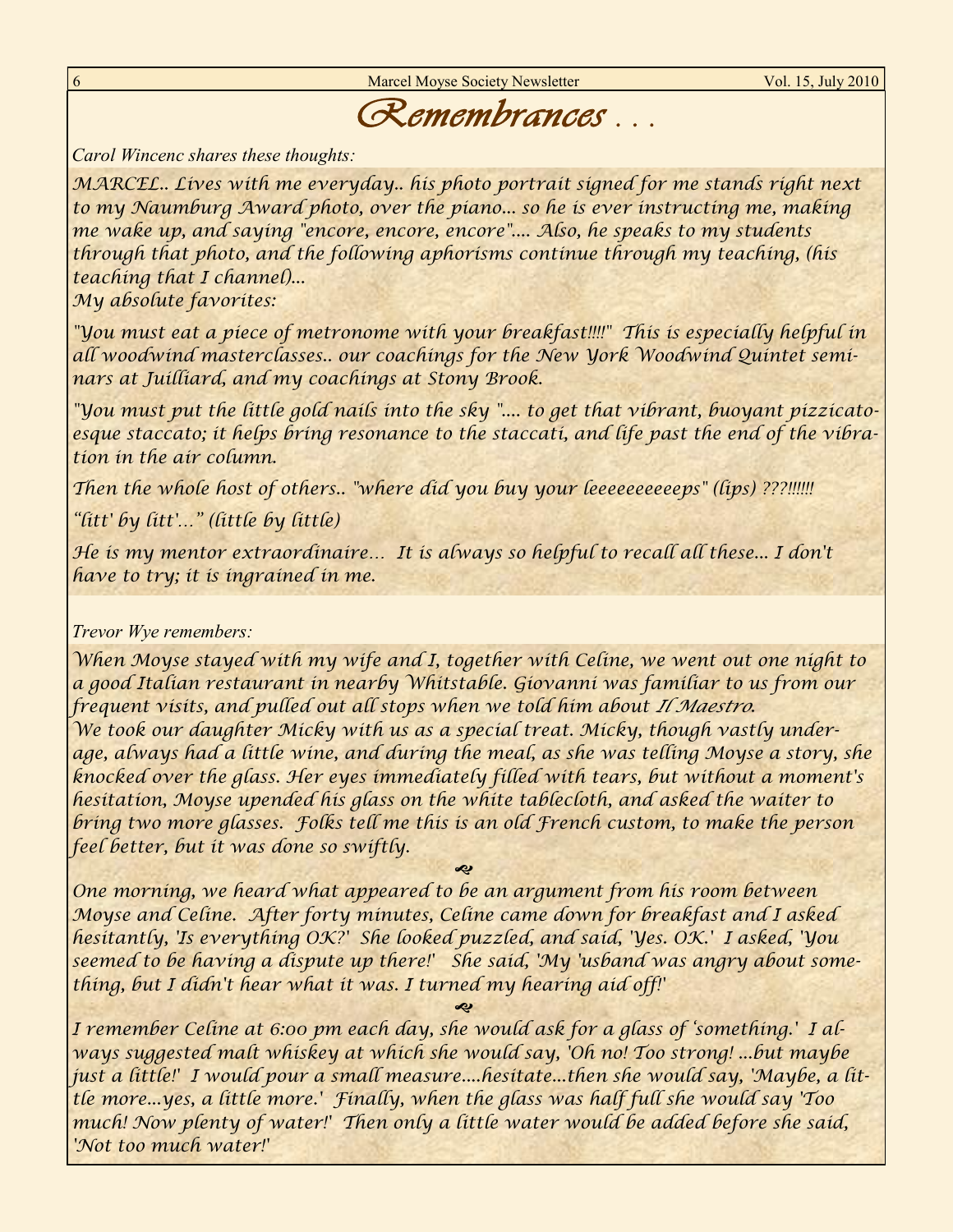# *Remembrances . . .*

*Carol Wincenc shares these thoughts:*

*MARCEL.. Lives with me everyday.. his photo portrait signed for me stands right next to my Naumburg Award photo, over the piano... so he is ever instructing me, making me wake up, and saying "encore, encore, encore".... Also, he speaks to my students through that photo, and the following aphorisms continue through my teaching, (his teaching that I channel)...*

*My absolute favorites:*

*"You must eat a piece of metronome with your breakfast!!!!" This is especially helpful in all woodwind masterclasses.. our coachings for the New York Woodwind Quintet seminars at Juilliard, and my coachings at Stony Brook.*

*"You must put the little gold nails into the sky ".... to get that vibrant, buoyant pizzicato-esque staccato; it helps bring resonance to the staccati, and life past the end of the vibration in the air column.*

*Then the whole host of others.. "where did you buy your leeeeeeeeeeps" (lips) ???!!!!!!*

*"litt' by litt'…" (little by little)*

*He is my mentor extraordinaire… It is always so helpful to recall all these... I don't have to try; it is ingrained in me.*

*Trevor Wye remembers:*

*When Moyse stayed with my wife and I, together with Celine, we went out one night to a good Italian restaurant in nearby Whitstable. Giovanni was familiar to us from our frequent visits, and pulled out all stops when we told him about Il Maestro.*

*We took our daughter Micky with us as a special treat. Micky, though vastly under-age, always had a little wine, and during the meal, as she was telling Moyse a story, she knocked over the glass. Her eyes immediately filled with tears, but without a moment's hesitation, Moyse upended his glass on the white tablecloth, and asked the waiter to bring two more glasses. Folks tell me this is an old French custom, to make the person feel better, but it was done so swiftly.*

*One morning, we heard what appeared to be an argument from his room between Moyse and Celine. After forty minutes, Celine came down for breakfast and I asked hesitantly, 'Is everything OK?' She looked puzzled, and said, 'Yes. OK.' I asked, 'You seemed to be having a dispute up there!' She said, 'My 'usband was angry about something, but I didn't hear what it was. I turned my hearing aid off!'*

*I remember Celine at 6:00 pm each day, she would ask for a glass of 'something.' I always suggested malt whiskey at which she would say, 'Oh no! Too strong! ...but maybe just a little!' I would pour a small measure....hesitate...then she would say, 'Maybe, a little more...yes, a little more.' Finally, when the glass was half full she would say 'Too much! Now plenty of water!' Then only a little water would be added before she said, 'Not too much water!'*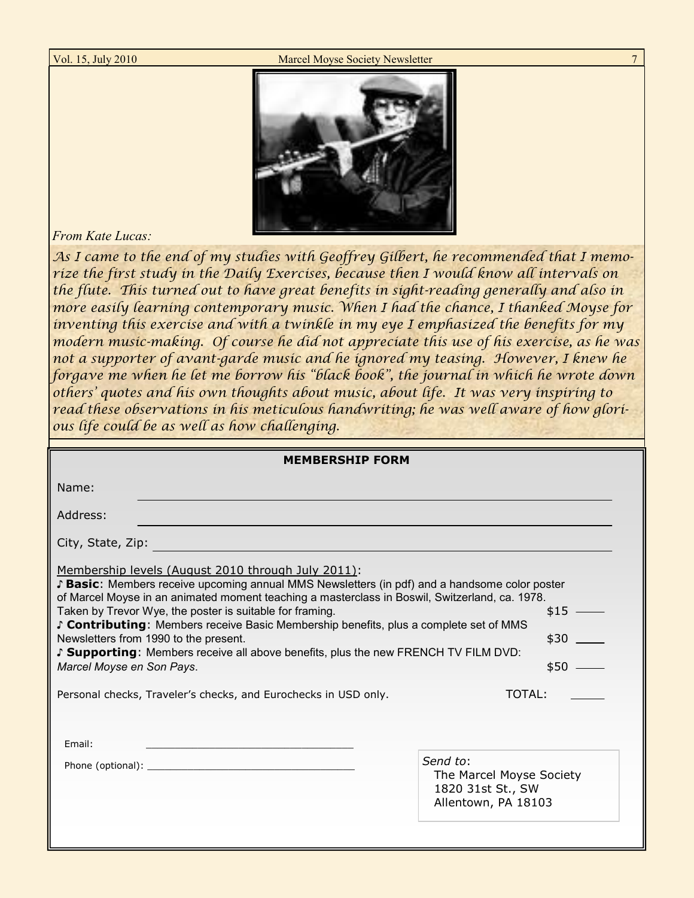*From Kate Lucas:*

*As I came to the end of my studies with Geoffrey Gilbert, he recommended that I memorize the first study in the Daily Exercises, because then I would know all intervals on the flute. This turned out to have great benefits in sight-reading generally and also in more easily learning contemporary music. When I had the chance, I thanked Moyse for inventing this exercise and with a twinkle in my eye I emphasized the benefits for my modern music-making. Of course he did not appreciate this use of his exercise, as he was not a supporter of avant-garde music and he ignored my teasing. However, I knew he forgave me when he let me borrow his "black book", the journal in which he wrote down others' quotes and his own thoughts about music, about life. It was very inspiring to read these observations in his meticulous handwriting; he was well aware of how glorious life could be as well as how challenging.*

**MEMBERSHIP FORM**

Name: ______________________________

Address: ______________________________

City, State, Zip: ______________________________

Membership levels (August 2010 through July 2011):

♪ **Basic**: Members receive upcoming annual MMS Newsletters (in pdf) and a handsome color poster of Marcel Moyse in an animated moment teaching a masterclass in Boswil, Switzerland, ca. 1978. Taken by Trevor Wye, the poster is suitable for framing. $15 ____

♪ **Contributing**: Members receive Basic Membership benefits, plus a complete set of MMS Newsletters from 1990 to the present. $30 ____

♪ **Supporting**: Members receive all above benefits, plus the new FRENCH TV FILM DVD: *Marcel Moyse en Son Pays*. $50 ____

Personal checks, Traveler's checks, and Eurochecks in USD only. TOTAL: ____

Email: ______________________________

Phone (optional): ______________________________

*Send to*:
The Marcel Moyse Society
1820 31st St., SW
Allentown, PA 18103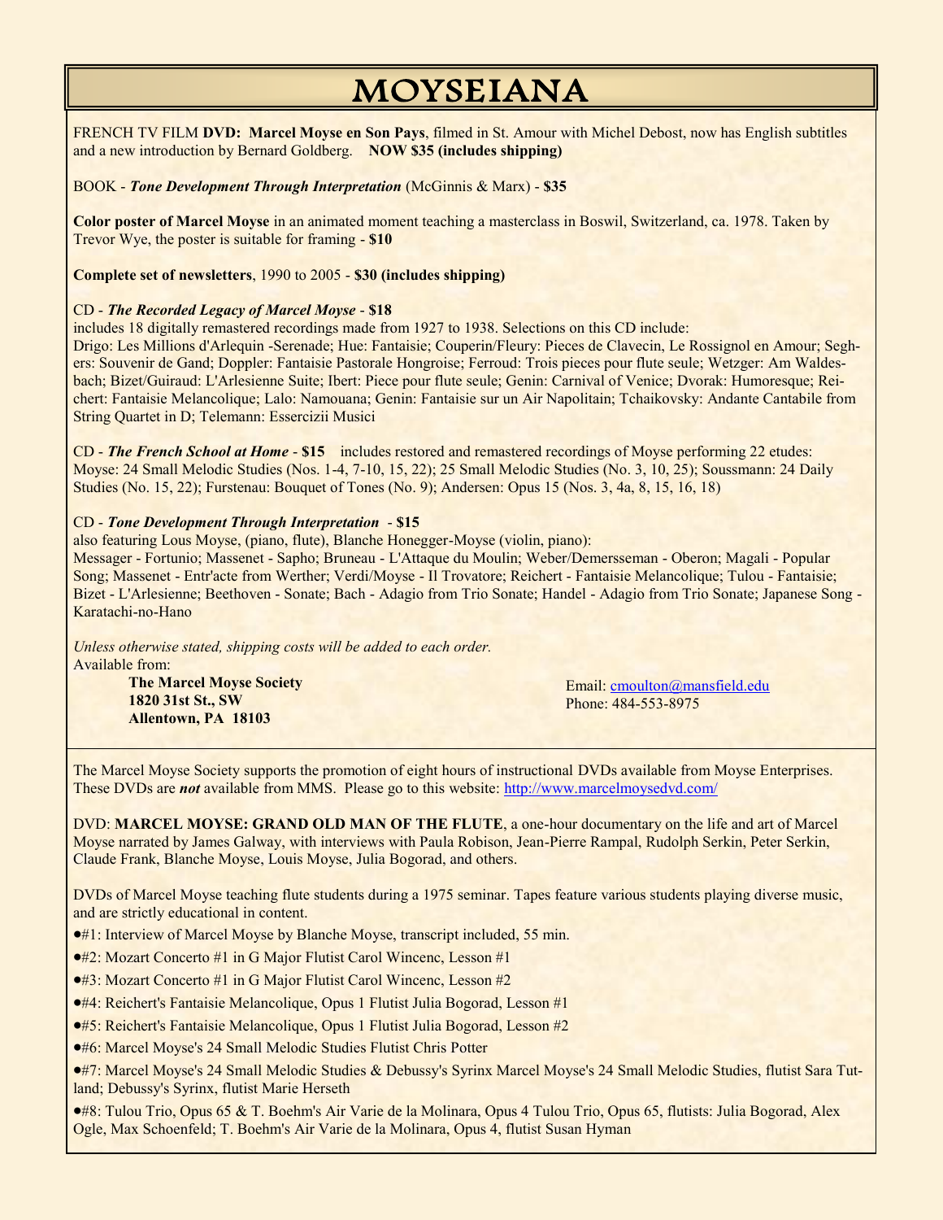# MOYSEIANA

FRENCH TV FILM **DVD: Marcel Moyse en Son Pays**, filmed in St. Amour with Michel Debost, now has English subtitles and a new introduction by Bernard Goldberg. **NOW $35 (includes shipping)**

BOOK - ***Tone Development Through Interpretation*** (McGinnis & Marx) - **$35**

**Color poster of Marcel Moyse** in an animated moment teaching a masterclass in Boswil, Switzerland, ca. 1978. Taken by Trevor Wye, the poster is suitable for framing - **$10**

**Complete set of newsletters**, 1990 to 2005 - **$30 (includes shipping)**

CD - ***The Recorded Legacy of Marcel Moyse*** - **$18**
includes 18 digitally remastered recordings made from 1927 to 1938. Selections on this CD include:
Drigo: Les Millions d'Arlequin -Serenade; Hue: Fantaisie; Couperin/Fleury: Pieces de Clavecin, Le Rossignol en Amour; Seghers: Souvenir de Gand; Doppler: Fantaisie Pastorale Hongroise; Ferroud: Trois pieces pour flute seule; Wetzger: Am Waldesbach; Bizet/Guiraud: L'Arlesienne Suite; Ibert: Piece pour flute seule; Genin: Carnival of Venice; Dvorak: Humoresque; Reichert: Fantaisie Melancolique; Lalo: Namouana; Genin: Fantaisie sur un Air Napolitain; Tchaikovsky: Andante Cantabile from String Quartet in D; Telemann: Essercizii Musici

CD - ***The French School at Home*** - **$15** includes restored and remastered recordings of Moyse performing 22 etudes: Moyse: 24 Small Melodic Studies (Nos. 1-4, 7-10, 15, 22); 25 Small Melodic Studies (No. 3, 10, 25); Soussmann: 24 Daily Studies (No. 15, 22); Furstenau: Bouquet of Tones (No. 9); Andersen: Opus 15 (Nos. 3, 4a, 8, 15, 16, 18)

CD - ***Tone Development Through Interpretation*** - **$15**
also featuring Lous Moyse, (piano, flute), Blanche Honegger-Moyse (violin, piano):
Messager - Fortunio; Massenet - Sapho; Bruneau - L'Attaque du Moulin; Weber/Demersseman - Oberon; Magali - Popular Song; Massenet - Entr'acte from Werther; Verdi/Moyse - Il Trovatore; Reichert - Fantaisie Melancolique; Tulou - Fantaisie; Bizet - L'Arlesienne; Beethoven - Sonate; Bach - Adagio from Trio Sonate; Handel - Adagio from Trio Sonate; Japanese Song - Karatachi-no-Hano

*Unless otherwise stated, shipping costs will be added to each order.*
Available from:

**The Marcel Moyse Society**
**1820 31st St., SW**
**Allentown, PA 18103**

Email: cmoulton@mansfield.edu
Phone: 484-553-8975

The Marcel Moyse Society supports the promotion of eight hours of instructional DVDs available from Moyse Enterprises. These DVDs are ***not*** available from MMS. Please go to this website: http://www.marcelmoysedvd.com/

DVD: **MARCEL MOYSE: GRAND OLD MAN OF THE FLUTE**, a one-hour documentary on the life and art of Marcel Moyse narrated by James Galway, with interviews with Paula Robison, Jean-Pierre Rampal, Rudolph Serkin, Peter Serkin, Claude Frank, Blanche Moyse, Louis Moyse, Julia Bogorad, and others.

DVDs of Marcel Moyse teaching flute students during a 1975 seminar. Tapes feature various students playing diverse music, and are strictly educational in content.

- #1: Interview of Marcel Moyse by Blanche Moyse, transcript included, 55 min.
- #2: Mozart Concerto #1 in G Major Flutist Carol Wincenc, Lesson #1
- #3: Mozart Concerto #1 in G Major Flutist Carol Wincenc, Lesson #2
- #4: Reichert's Fantaisie Melancolique, Opus 1 Flutist Julia Bogorad, Lesson #1
- #5: Reichert's Fantaisie Melancolique, Opus 1 Flutist Julia Bogorad, Lesson #2
- #6: Marcel Moyse's 24 Small Melodic Studies Flutist Chris Potter
- #7: Marcel Moyse's 24 Small Melodic Studies & Debussy's Syrinx Marcel Moyse's 24 Small Melodic Studies, flutist Sara Tutland; Debussy's Syrinx, flutist Marie Herseth
- #8: Tulou Trio, Opus 65 & T. Boehm's Air Varie de la Molinara, Opus 4 Tulou Trio, Opus 65, flutists: Julia Bogorad, Alex Ogle, Max Schoenfeld; T. Boehm's Air Varie de la Molinara, Opus 4, flutist Susan Hyman